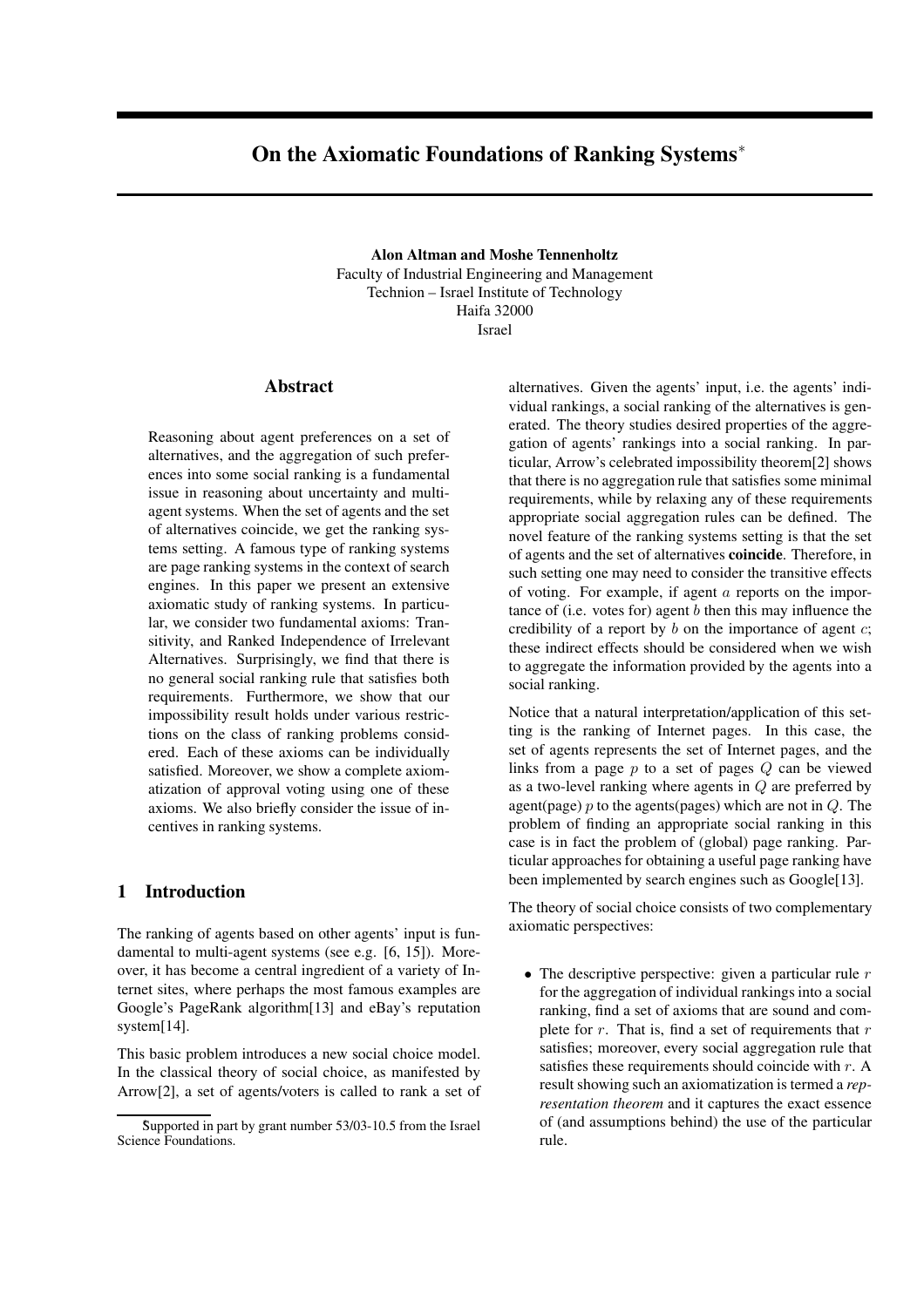# On the Axiomatic Foundations of Ranking Systems*

**Alon Altman and Moshe Tennenholtz**
Faculty of Industrial Engineering and Management
Technion – Israel Institute of Technology
Haifa 32000
Israel

## Abstract

Reasoning about agent preferences on a set of alternatives, and the aggregation of such preferences into some social ranking is a fundamental issue in reasoning about uncertainty and multi-agent systems. When the set of agents and the set of alternatives coincide, we get the ranking systems setting. A famous type of ranking systems are page ranking systems in the context of search engines. In this paper we present an extensive axiomatic study of ranking systems. In particular, we consider two fundamental axioms: Transitivity, and Ranked Independence of Irrelevant Alternatives. Surprisingly, we find that there is no general social ranking rule that satisfies both requirements. Furthermore, we show that our impossibility result holds under various restrictions on the class of ranking problems considered. Each of these axioms can be individually satisfied. Moreover, we show a complete axiomatization of approval voting using one of these axioms. We also briefly consider the issue of incentives in ranking systems.

## 1 Introduction

The ranking of agents based on other agents' input is fundamental to multi-agent systems (see e.g. [6, 15]). Moreover, it has become a central ingredient of a variety of Internet sites, where perhaps the most famous examples are Google's PageRank algorithm[13] and eBay's reputation system[14].

This basic problem introduces a new social choice model. In the classical theory of social choice, as manifested by Arrow[2], a set of agents/voters is called to rank a set of alternatives. Given the agents' input, i.e. the agents' individual rankings, a social ranking of the alternatives is generated. The theory studies desired properties of the aggregation of agents' rankings into a social ranking. In particular, Arrow's celebrated impossibility theorem[2] shows that there is no aggregation rule that satisfies some minimal requirements, while by relaxing any of these requirements appropriate social aggregation rules can be defined. The novel feature of the ranking systems setting is that the set of agents and the set of alternatives **coincide**. Therefore, in such setting one may need to consider the transitive effects of voting. For example, if agent $a$ reports on the importance of (i.e. votes for) agent $b$ then this may influence the credibility of a report by $b$ on the importance of agent $c$; these indirect effects should be considered when we wish to aggregate the information provided by the agents into a social ranking.

Notice that a natural interpretation/application of this setting is the ranking of Internet pages. In this case, the set of agents represents the set of Internet pages, and the links from a page $p$ to a set of pages $Q$ can be viewed as a two-level ranking where agents in $Q$ are preferred by agent(page) $p$ to the agents(pages) which are not in $Q$. The problem of finding an appropriate social ranking in this case is in fact the problem of (global) page ranking. Particular approaches for obtaining a useful page ranking have been implemented by search engines such as Google[13].

The theory of social choice consists of two complementary axiomatic perspectives:

- The descriptive perspective: given a particular rule $r$ for the aggregation of individual rankings into a social ranking, find a set of axioms that are sound and complete for $r$. That is, find a set of requirements that $r$ satisfies; moreover, every social aggregation rule that satisfies these requirements should coincide with $r$. A result showing such an axiomatization is termed a *representation theorem* and it captures the exact essence of (and assumptions behind) the use of the particular rule.

*Supported in part by grant number 53/03-10.5 from the Israel Science Foundations.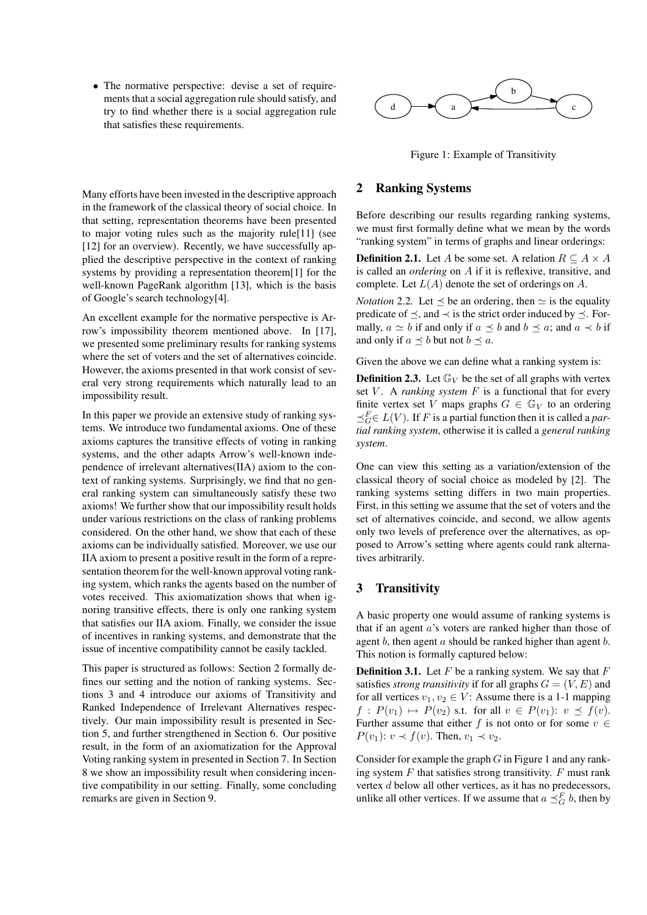- The normative perspective: devise a set of requirements that a social aggregation rule should satisfy, and try to find whether there is a social aggregation rule that satisfies these requirements.

Many efforts have been invested in the descriptive approach in the framework of the classical theory of social choice. In that setting, representation theorems have been presented to major voting rules such as the majority rule[11] (see [12] for an overview). Recently, we have successfully applied the descriptive perspective in the context of ranking systems by providing a representation theorem[1] for the well-known PageRank algorithm [13], which is the basis of Google's search technology[4].

An excellent example for the normative perspective is Arrow's impossibility theorem mentioned above. In [17], we presented some preliminary results for ranking systems where the set of voters and the set of alternatives coincide. However, the axioms presented in that work consist of several very strong requirements which naturally lead to an impossibility result.

In this paper we provide an extensive study of ranking systems. We introduce two fundamental axioms. One of these axioms captures the transitive effects of voting in ranking systems, and the other adapts Arrow's well-known independence of irrelevant alternatives(IIA) axiom to the context of ranking systems. Surprisingly, we find that no general ranking system can simultaneously satisfy these two axioms! We further show that our impossibility result holds under various restrictions on the class of ranking problems considered. On the other hand, we show that each of these axioms can be individually satisfied. Moreover, we use our IIA axiom to present a positive result in the form of a representation theorem for the well-known approval voting ranking system, which ranks the agents based on the number of votes received. This axiomatization shows that when ignoring transitive effects, there is only one ranking system that satisfies our IIA axiom. Finally, we consider the issue of incentives in ranking systems, and demonstrate that the issue of incentive compatibility cannot be easily tackled.

This paper is structured as follows: Section 2 formally defines our setting and the notion of ranking systems. Sections 3 and 4 introduce our axioms of Transitivity and Ranked Independence of Irrelevant Alternatives respectively. Our main impossibility result is presented in Section 5, and further strengthened in Section 6. Our positive result, in the form of an axiomatization for the Approval Voting ranking system in presented in Section 7. In Section 8 we show an impossibility result when considering incentive compatibility in our setting. Finally, some concluding remarks are given in Section 9.

d

a

b

c

Figure 1: Example of Transitivity

## 2 Ranking Systems

Before describing our results regarding ranking systems, we must first formally define what we mean by the words "ranking system" in terms of graphs and linear orderings:

**Definition 2.1.** Let $A$ be some set. A relation $R \subseteq A \times A$ is called an *ordering* on $A$ if it is reflexive, transitive, and complete. Let $L(A)$ denote the set of orderings on $A$.

*Notation* 2.2. Let $\preceq$ be an ordering, then $\simeq$ is the equality predicate of $\preceq$, and $\prec$ is the strict order induced by $\preceq$. Formally, $a \simeq b$ if and only if $a \preceq b$ and $b \preceq a$; and $a \prec b$ if and only if $a \preceq b$ but not $b \preceq a$.

Given the above we can define what a ranking system is:

**Definition 2.3.** Let $\mathbb{G}_V$ be the set of all graphs with vertex set $V$. A *ranking system* $F$ is a functional that for every finite vertex set $V$ maps graphs $G \in \mathbb{G}_V$ to an ordering $\preceq^F_G \in L(V)$. If $F$ is a partial function then it is called a *partial ranking system*, otherwise it is called a *general ranking system*.

One can view this setting as a variation/extension of the classical theory of social choice as modeled by [2]. The ranking systems setting differs in two main properties. First, in this setting we assume that the set of voters and the set of alternatives coincide, and second, we allow agents only two levels of preference over the alternatives, as opposed to Arrow's setting where agents could rank alternatives arbitrarily.

## 3 Transitivity

A basic property one would assume of ranking systems is that if an agent $a$'s voters are ranked higher than those of agent $b$, then agent $a$ should be ranked higher than agent $b$. This notion is formally captured below:

**Definition 3.1.** Let $F$ be a ranking system. We say that $F$ satisfies *strong transitivity* if for all graphs $G = (V, E)$ and for all vertices $v_1, v_2 \in V$: Assume there is a 1-1 mapping $f : P(v_1) \mapsto P(v_2)$ s.t. for all $v \in P(v_1)$: $v \preceq f(v)$. Further assume that either $f$ is not onto or for some $v \in P(v_1)$: $v \prec f(v)$. Then, $v_1 \prec v_2$.

Consider for example the graph $G$ in Figure 1 and any ranking system $F$ that satisfies strong transitivity. $F$ must rank vertex $d$ below all other vertices, as it has no predecessors, unlike all other vertices. If we assume that $a \preceq^F_G b$, then by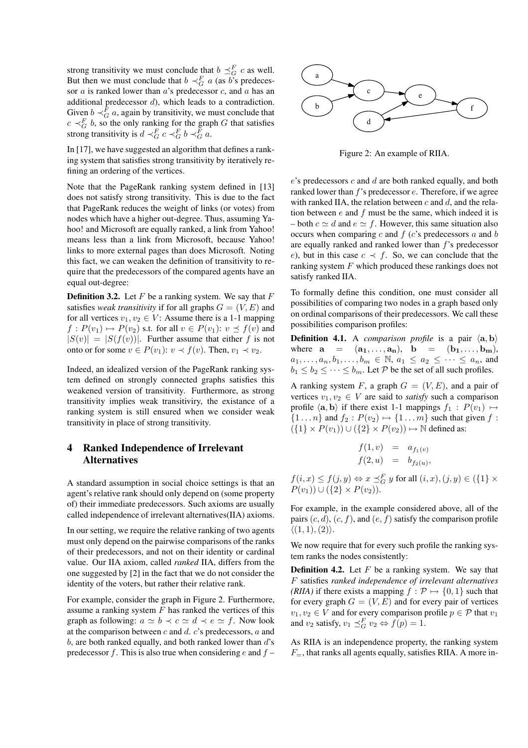strong transitivity we must conclude that $b \preceq_G^F c$ as well. But then we must conclude that $b \prec_G^F a$ (as $b$'s predecessor $a$ is ranked lower than $a$'s predecessor $c$, and $a$ has an additional predecessor $d$), which leads to a contradiction. Given $b \prec_G^F a$, again by transitivity, we must conclude that $c \prec_G^F b$, so the only ranking for the graph $G$ that satisfies strong transitivity is $d \prec_G^F c \prec_G^F b \prec_G^F a$.

In [17], we have suggested an algorithm that defines a ranking system that satisfies strong transitivity by iteratively refining an ordering of the vertices.

Note that the PageRank ranking system defined in [13] does not satisfy strong transitivity. This is due to the fact that PageRank reduces the weight of links (or votes) from nodes which have a higher out-degree. Thus, assuming Yahoo! and Microsoft are equally ranked, a link from Yahoo! means less than a link from Microsoft, because Yahoo! links to more external pages than does Microsoft. Noting this fact, we can weaken the definition of transitivity to require that the predecessors of the compared agents have an equal out-degree:

**Definition 3.2.** Let $F$ be a ranking system. We say that $F$ satisfies *weak transitivity* if for all graphs $G = (V, E)$ and for all vertices $v_1, v_2 \in V$: Assume there is a 1-1 mapping $f : P(v_1) \mapsto P(v_2)$ s.t. for all $v \in P(v_1)$: $v \preceq f(v)$ and $|S(v)| = |S(f(v))|$. Further assume that either $f$ is not onto or for some $v \in P(v_1)$: $v \prec f(v)$. Then, $v_1 \prec v_2$.

Indeed, an idealized version of the PageRank ranking system defined on strongly connected graphs satisfies this weakened version of transitivity. Furthermore, as strong transitivity implies weak transitiviry, the existance of a ranking system is still ensured when we consider weak transitivity in place of strong transitivity.

## 4 Ranked Independence of Irrelevant Alternatives

A standard assumption in social choice settings is that an agent's relative rank should only depend on (some property of) their immediate predecessors. Such axioms are usually called independence of irrelevant alternatives(IIA) axioms.

In our setting, we require the relative ranking of two agents must only depend on the pairwise comparisons of the ranks of their predecessors, and not on their identity or cardinal value. Our IIA axiom, called *ranked* IIA, differs from the one suggested by [2] in the fact that we do not consider the identity of the voters, but rather their relative rank.

For example, consider the graph in Figure 2. Furthermore, assume a ranking system $F$ has ranked the vertices of this graph as following: $a \simeq b \prec c \simeq d \prec e \simeq f$. Now look at the comparison between $c$ and $d$. $c$'s predecessors, $a$ and $b$, are both ranked equally, and both ranked lower than $d$'s predecessor $f$. This is also true when considering $e$ and $f$ – $e$'s predecessors $c$ and $d$ are both ranked equally, and both ranked lower than $f$'s predecessor $e$. Therefore, if we agree with ranked IIA, the relation between $c$ and $d$, and the relation between $e$ and $f$ must be the same, which indeed it is – both $c \simeq d$ and $e \simeq f$. However, this same situation also occurs when comparing $c$ and $f$ ($c$'s predecessors $a$ and $b$ are equally ranked and ranked lower than $f$'s predecessor $e$), but in this case $c \prec f$. So, we can conclude that the ranking system $F$ which produced these rankings does not satisfy ranked IIA.

a
c
e
b
f
d

Figure 2: An example of RIIA.

To formally define this condition, one must consider all possibilities of comparing two nodes in a graph based only on ordinal comparisons of their predecessors. We call these possibilities comparison profiles:

**Definition 4.1.** A *comparison profile* is a pair $\langle \mathbf{a}, \mathbf{b} \rangle$ where $\mathbf{a} = (\mathbf{a_1}, \ldots, \mathbf{a_n})$, $\mathbf{b} = (\mathbf{b_1}, \ldots, \mathbf{b_m})$, $a_1, \ldots, a_n, b_1, \ldots, b_m \in \mathbb{N}$, $a_1 \leq a_2 \leq \cdots \leq a_n$, and $b_1 \leq b_2 \leq \cdots \leq b_m$. Let $\mathcal{P}$ be the set of all such profiles.

A ranking system $F$, a graph $G = (V, E)$, and a pair of vertices $v_1, v_2 \in V$ are said to *satisfy* such a comparison profile $\langle \mathbf{a}, \mathbf{b} \rangle$ if there exist 1-1 mappings $f_1 : P(v_1) \mapsto \{1 \ldots n\}$ and $f_2 : P(v_2) \mapsto \{1 \ldots m\}$ such that given $f : (\{1\} \times P(v_1)) \cup (\{2\} \times P(v_2)) \mapsto \mathbb{N}$ defined as:

$$
\begin{aligned}
f(1, v) &= a_{f_1(v)} \\
f(2, u) &= b_{f_2(u)},
\end{aligned}
$$

$f(i, x) \leq f(j, y) \Leftrightarrow x \preceq_G^F y$ for all $(i, x), (j, y) \in (\{1\} \times P(v_1)) \cup (\{2\} \times P(v_2))$.

For example, in the example considered above, all of the pairs $(c, d)$, $(c, f)$, and $(e, f)$ satisfy the comparison profile $\langle (1, 1), (2) \rangle$.

We now require that for every such profile the ranking system ranks the nodes consistently:

**Definition 4.2.** Let $F$ be a ranking system. We say that $F$ satisfies *ranked independence of irrelevant alternatives (RIIA)* if there exists a mapping $f : \mathcal{P} \mapsto \{0, 1\}$ such that for every graph $G = (V, E)$ and for every pair of vertices $v_1, v_2 \in V$ and for every comparison profile $p \in \mathcal{P}$ that $v_1$ and $v_2$ satisfy, $v_1 \preceq_G^F v_2 \Leftrightarrow f(p) = 1$.

As RIIA is an independence property, the ranking system $F_=$, that ranks all agents equally, satisfies RIIA. A more in-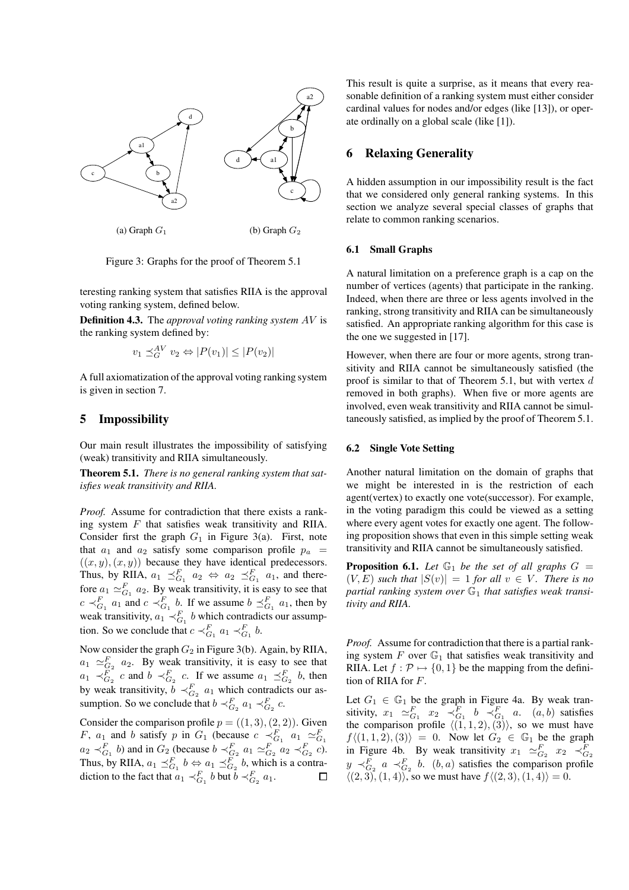(a) Graph $G_1$

(b) Graph $G_2$

Figure 3: Graphs for the proof of Theorem 5.1

teresting ranking system that satisfies RIIA is the approval voting ranking system, defined below.

**Definition 4.3.** The *approval voting ranking system* $AV$ is the ranking system defined by:

$$v_1 \preceq_G^{AV} v_2 \Leftrightarrow |P(v_1)| \leq |P(v_2)|$$

A full axiomatization of the approval voting ranking system is given in section 7.

## 5 Impossibility

Our main result illustrates the impossibility of satisfying (weak) transitivity and RIIA simultaneously.

**Theorem 5.1.** *There is no general ranking system that satisfies weak transitivity and RIIA.*

*Proof.* Assume for contradiction that there exists a ranking system $F$ that satisfies weak transitivity and RIIA. Consider first the graph $G_1$ in Figure 3(a). First, note that $a_1$ and $a_2$ satisfy some comparison profile $p_a = ((x,y),(x,y))$ because they have identical predecessors. Thus, by RIIA, $a_1 \preceq_{G_1}^F a_2 \Leftrightarrow a_2 \preceq_{G_1}^F a_1$, and therefore $a_1 \simeq_{G_1}^F a_2$. By weak transitivity, it is easy to see that $c \prec_{G_1}^F a_1$ and $c \prec_{G_1}^F b$. If we assume $b \preceq_{G_1}^F a_1$, then by weak transitivity, $a_1 \prec_{G_1}^F b$ which contradicts our assumption. So we conclude that $c \prec_{G_1}^F a_1 \prec_{G_1}^F b$.

Now consider the graph $G_2$ in Figure 3(b). Again, by RIIA, $a_1 \simeq_{G_2}^F a_2$. By weak transitivity, it is easy to see that $a_1 \prec_{G_2}^F c$ and $b \prec_{G_2}^F c$. If we assume $a_1 \preceq_{G_2}^F b$, then by weak transitivity, $b \prec_{G_2}^F a_1$ which contradicts our assumption. So we conclude that $b \prec_{G_2}^F a_1 \prec_{G_2}^F c$.

Consider the comparison profile $p = ((1,3),(2,2))$. Given $F$, $a_1$ and $b$ satisfy $p$ in $G_1$ (because $c \prec_{G_1}^F a_1 \simeq_{G_1}^F a_2 \prec_{G_1}^F b$) and in $G_2$ (because $b \prec_{G_2}^F a_1 \simeq_{G_2}^F a_2 \prec_{G_2}^F c$). Thus, by RIIA, $a_1 \preceq_{G_1}^F b \Leftrightarrow a_1 \preceq_{G_2}^F b$, which is a contradiction to the fact that $a_1 \prec_{G_1}^F b$ but $b \prec_{G_2}^F a_1$. $\square$

This result is quite a surprise, as it means that every reasonable definition of a ranking system must either consider cardinal values for nodes and/or edges (like [13]), or operate ordinally on a global scale (like [1]).

## 6 Relaxing Generality

A hidden assumption in our impossibility result is the fact that we considered only general ranking systems. In this section we analyze several special classes of graphs that relate to common ranking scenarios.

### 6.1 Small Graphs

A natural limitation on a preference graph is a cap on the number of vertices (agents) that participate in the ranking. Indeed, when there are three or less agents involved in the ranking, strong transitivity and RIIA can be simultaneously satisfied. An appropriate ranking algorithm for this case is the one we suggested in [17].

However, when there are four or more agents, strong transitivity and RIIA cannot be simultaneously satisfied (the proof is similar to that of Theorem 5.1, but with vertex $d$ removed in both graphs). When five or more agents are involved, even weak transitivity and RIIA cannot be simultaneously satisfied, as implied by the proof of Theorem 5.1.

### 6.2 Single Vote Setting

Another natural limitation on the domain of graphs that we might be interested in is the restriction of each agent(vertex) to exactly one vote(successor). For example, in the voting paradigm this could be viewed as a setting where every agent votes for exactly one agent. The following proposition shows that even in this simple setting weak transitivity and RIIA cannot be simultaneously satisfied.

**Proposition 6.1.** *Let $\mathbb{G}_1$ be the set of all graphs $G = (V,E)$ such that $|S(v)| = 1$ for all $v \in V$. There is no partial ranking system over $\mathbb{G}_1$ that satisfies weak transitivity and RIIA.*

*Proof.* Assume for contradiction that there is a partial ranking system $F$ over $\mathbb{G}_1$ that satisfies weak transitivity and RIIA. Let $f : \mathcal{P} \mapsto \{0,1\}$ be the mapping from the definition of RIIA for $F$.

Let $G_1 \in \mathbb{G}_1$ be the graph in Figure 4a. By weak transitivity, $x_1 \simeq_{G_1}^F x_2 \prec_{G_1}^F b \prec_{G_1}^F a$. $(a,b)$ satisfies the comparison profile $\langle(1,1,2),(3)\rangle$, so we must have $f\langle(1,1,2),(3)\rangle = 0$. Now let $G_2 \in \mathbb{G}_1$ be the graph in Figure 4b. By weak transitivity $x_1 \simeq_{G_2}^F x_2 \prec_{G_2}^F y \prec_{G_2}^F a \prec_{G_2}^F b$. $(b,a)$ satisfies the comparison profile $\langle(2,3),(1,4)\rangle$, so we must have $f\langle(2,3),(1,4)\rangle = 0$.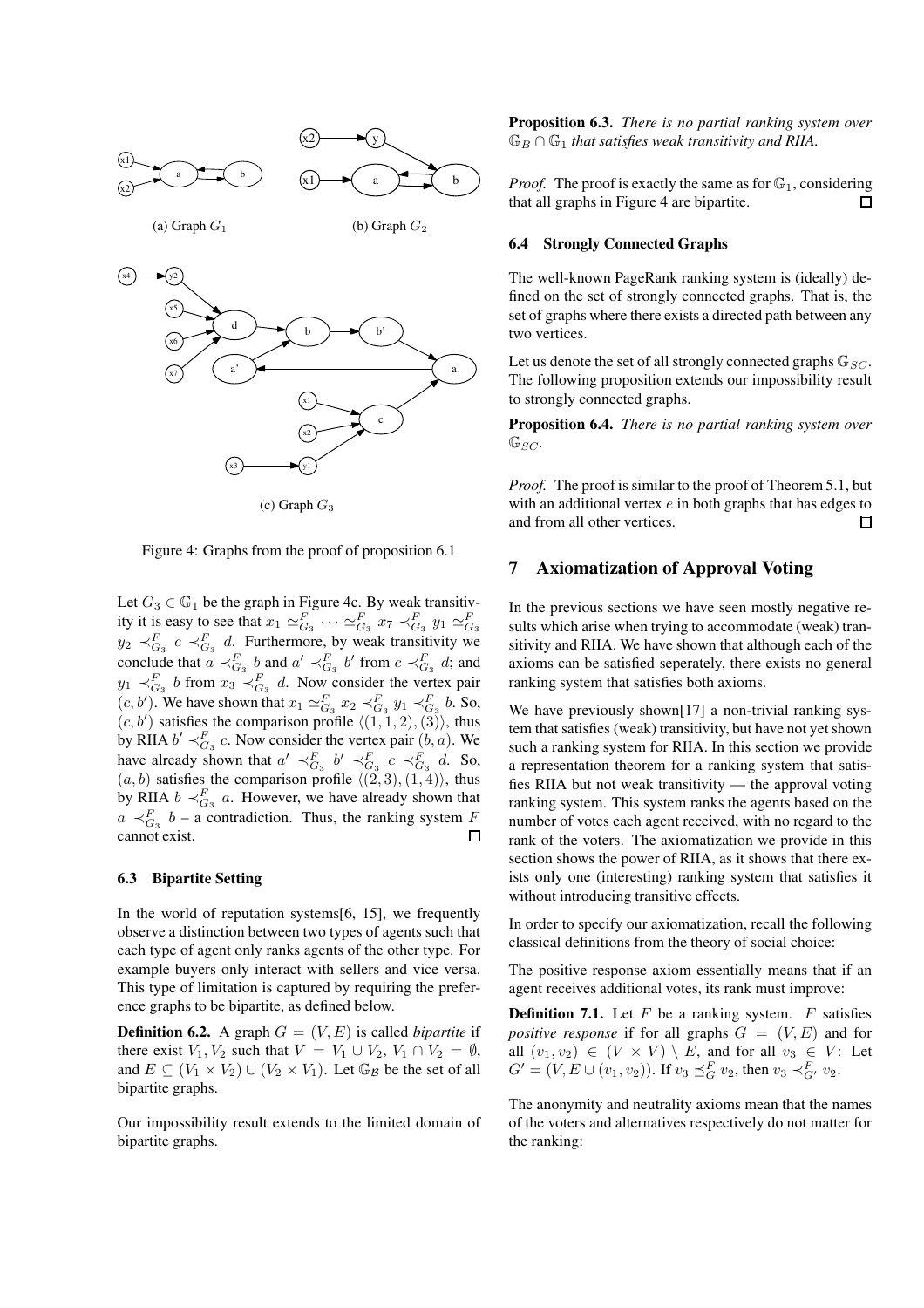x1
x2
a
b

(a) Graph $G_1$

x2
y
x1
a
b

(b) Graph $G_2$

x4
y2
x5
x6
x7
d
b
b'
a'
a
x1
x2
c
x3
y1

(c) Graph $G_3$

Figure 4: Graphs from the proof of proposition 6.1

Let $G_3 \in \mathbb{G}_1$ be the graph in Figure 4c. By weak transitivity it is easy to see that $x_1 \simeq^F_{G_3} \cdots \simeq^F_{G_3} x_7 \prec^F_{G_3} y_1 \simeq^F_{G_3} y_2 \prec^F_{G_3} c \prec^F_{G_3} d$. Furthermore, by weak transitivity we conclude that $a \prec^F_{G_3} b$ and $a' \prec^F_{G_3} b'$ from $c \prec^F_{G_3} d$; and $y_1 \prec^F_{G_3} b$ from $x_3 \prec^F_{G_3} d$. Now consider the vertex pair $(c, b')$. We have shown that $x_1 \simeq^F_{G_3} x_2 \prec^F_{G_3} y_1 \prec^F_{G_3} b$. So, $(c, b')$ satisfies the comparison profile $\langle(1, 1, 2), (3)\rangle$, thus by RIIA $b' \prec^F_{G_3} c$. Now consider the vertex pair $(b, a)$. We have already shown that $a' \prec^F_{G_3} b' \prec^F_{G_3} c \prec^F_{G_3} d$. So, $(a, b)$ satisfies the comparison profile $\langle(2, 3), (1, 4)\rangle$, thus by RIIA $b \prec^F_{G_3} a$. However, we have already shown that $a \prec^F_{G_3} b$ – a contradiction. Thus, the ranking system $F$ cannot exist. □

### 6.3 Bipartite Setting

In the world of reputation systems[6, 15], we frequently observe a distinction between two types of agents such that each type of agent only ranks agents of the other type. For example buyers only interact with sellers and vice versa. This type of limitation is captured by requiring the preference graphs to be bipartite, as defined below.

**Definition 6.2.** A graph $G = (V, E)$ is called *bipartite* if there exist $V_1, V_2$ such that $V = V_1 \cup V_2$, $V_1 \cap V_2 = \emptyset$, and $E \subseteq (V_1 \times V_2) \cup (V_2 \times V_1)$. Let $\mathbb{G}_\mathcal{B}$ be the set of all bipartite graphs.

Our impossibility result extends to the limited domain of bipartite graphs.

**Proposition 6.3.** *There is no partial ranking system over $\mathbb{G}_B \cap \mathbb{G}_1$ that satisfies weak transitivity and RIIA.*

*Proof.* The proof is exactly the same as for $\mathbb{G}_1$, considering that all graphs in Figure 4 are bipartite. □

### 6.4 Strongly Connected Graphs

The well-known PageRank ranking system is (ideally) defined on the set of strongly connected graphs. That is, the set of graphs where there exists a directed path between any two vertices.

Let us denote the set of all strongly connected graphs $\mathbb{G}_{SC}$. The following proposition extends our impossibility result to strongly connected graphs.

**Proposition 6.4.** *There is no partial ranking system over $\mathbb{G}_{SC}$.*

*Proof.* The proof is similar to the proof of Theorem 5.1, but with an additional vertex $e$ in both graphs that has edges to and from all other vertices. □

## 7 Axiomatization of Approval Voting

In the previous sections we have seen mostly negative results which arise when trying to accommodate (weak) transitivity and RIIA. We have shown that although each of the axioms can be satisfied seperately, there exists no general ranking system that satisfies both axioms.

We have previously shown[17] a non-trivial ranking system that satisfies (weak) transitivity, but have not yet shown such a ranking system for RIIA. In this section we provide a representation theorem for a ranking system that satisfies RIIA but not weak transitivity — the approval voting ranking system. This system ranks the agents based on the number of votes each agent received, with no regard to the rank of the voters. The axiomatization we provide in this section shows the power of RIIA, as it shows that there exists only one (interesting) ranking system that satisfies it without introducing transitive effects.

In order to specify our axiomatization, recall the following classical definitions from the theory of social choice:

The positive response axiom essentially means that if an agent receives additional votes, its rank must improve:

**Definition 7.1.** Let $F$ be a ranking system. $F$ satisfies *positive response* if for all graphs $G = (V, E)$ and for all $(v_1, v_2) \in (V \times V) \setminus E$, and for all $v_3 \in V$: Let $G' = (V, E \cup (v_1, v_2))$. If $v_3 \preceq^F_G v_2$, then $v_3 \prec^F_{G'} v_2$.

The anonymity and neutrality axioms mean that the names of the voters and alternatives respectively do not matter for the ranking: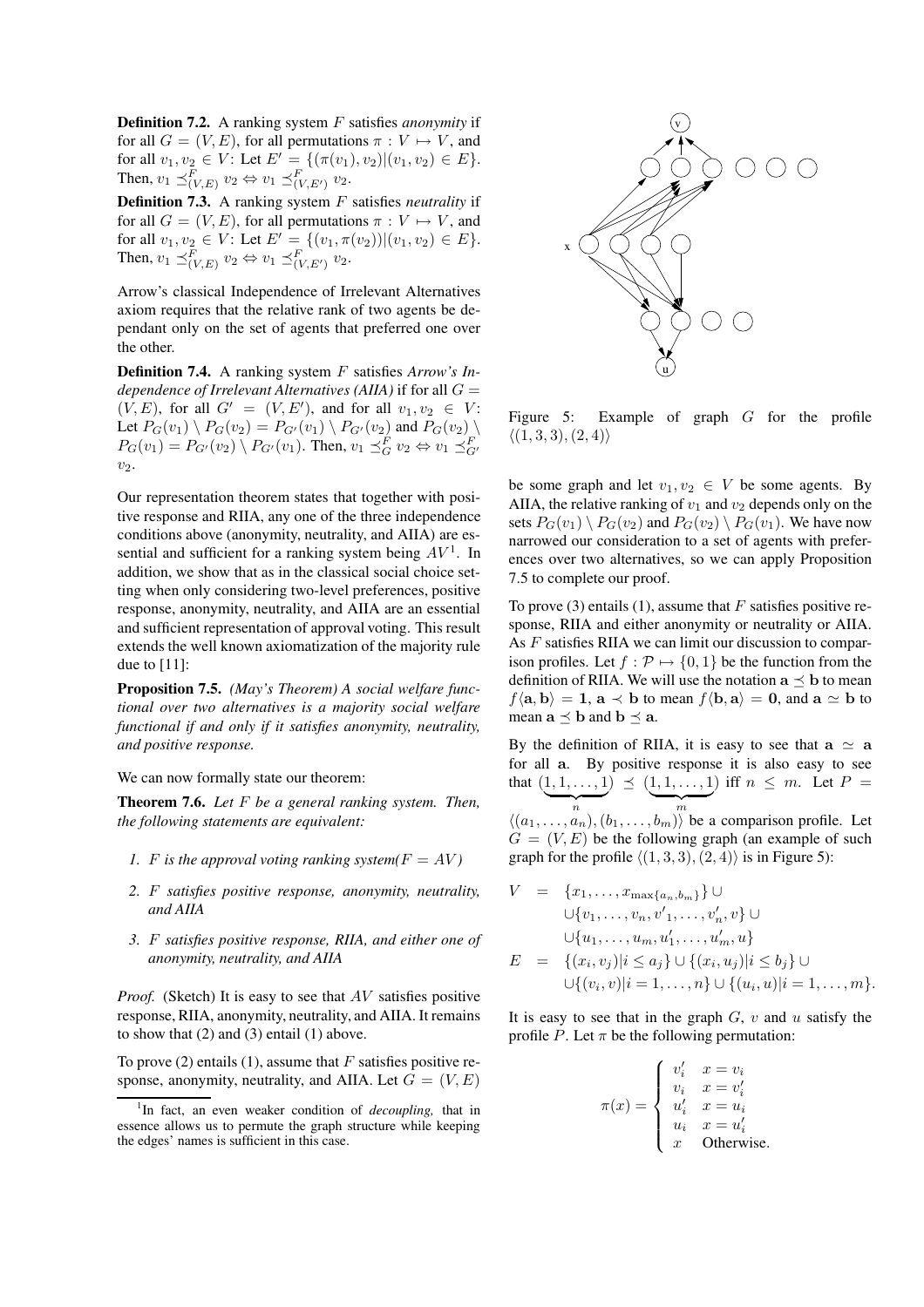**Definition 7.2.** A ranking system $F$ satisfies *anonymity* if for all $G = (V, E)$, for all permutations $\pi : V \mapsto V$, and for all $v_1, v_2 \in V$: Let $E' = \{(\pi(v_1), v_2) | (v_1, v_2) \in E\}$. Then, $v_1 \preceq^F_{(V,E)} v_2 \Leftrightarrow v_1 \preceq^F_{(V,E')} v_2$.

**Definition 7.3.** A ranking system $F$ satisfies *neutrality* if for all $G = (V, E)$, for all permutations $\pi : V \mapsto V$, and for all $v_1, v_2 \in V$: Let $E' = \{(v_1, \pi(v_2)) | (v_1, v_2) \in E\}$. Then, $v_1 \preceq^F_{(V,E)} v_2 \Leftrightarrow v_1 \preceq^F_{(V,E')} v_2$.

Arrow's classical Independence of Irrelevant Alternatives axiom requires that the relative rank of two agents be dependant only on the set of agents that preferred one over the other.

**Definition 7.4.** A ranking system $F$ satisfies *Arrow's Independence of Irrelevant Alternatives (AIIA)* if for all $G = (V, E)$, for all $G' = (V, E')$, and for all $v_1, v_2 \in V$: Let $P_G(v_1) \setminus P_G(v_2) = P_{G'}(v_1) \setminus P_{G'}(v_2)$ and $P_G(v_2) \setminus P_G(v_1) = P_{G'}(v_2) \setminus P_{G'}(v_1)$. Then, $v_1 \preceq^F_G v_2 \Leftrightarrow v_1 \preceq^F_{G'} v_2$.

Our representation theorem states that together with positive response and RIIA, any one of the three independence conditions above (anonymity, neutrality, and AIIA) are essential and sufficient for a ranking system being $AV$[1]. In addition, we show that as in the classical social choice setting when only considering two-level preferences, positive response, anonymity, neutrality, and AIIA are an essential and sufficient representation of approval voting. This result extends the well known axiomatization of the majority rule due to [11]:

**Proposition 7.5.** *(May's Theorem) A social welfare functional over two alternatives is a majority social welfare functional if and only if it satisfies anonymity, neutrality, and positive response.*

We can now formally state our theorem:

**Theorem 7.6.** *Let $F$ be a general ranking system. Then, the following statements are equivalent:*

1. *$F$ is the approval voting ranking system($F = AV$)*
2. *$F$ satisfies positive response, anonymity, neutrality, and AIIA*
3. *$F$ satisfies positive response, RIIA, and either one of anonymity, neutrality, and AIIA*

*Proof.* (Sketch) It is easy to see that $AV$ satisfies positive response, RIIA, anonymity, neutrality, and AIIA. It remains to show that (2) and (3) entail (1) above.

To prove (2) entails (1), assume that $F$ satisfies positive response, anonymity, neutrality, and AIIA. Let $G = (V, E)$ be some graph and let $v_1, v_2 \in V$ be some agents. By AIIA, the relative ranking of $v_1$ and $v_2$ depends only on the sets $P_G(v_1) \setminus P_G(v_2)$ and $P_G(v_2) \setminus P_G(v_1)$. We have now narrowed our consideration to a set of agents with preferences over two alternatives, so we can apply Proposition 7.5 to complete our proof.

To prove (3) entails (1), assume that $F$ satisfies positive response, RIIA and either anonymity or neutrality or AIIA. As $F$ satisfies RIIA we can limit our discussion to comparison profiles. Let $f : \mathcal{P} \mapsto \{0, 1\}$ be the function from the definition of RIIA. We will use the notation $\mathbf{a} \preceq \mathbf{b}$ to mean $f\langle \mathbf{a}, \mathbf{b} \rangle = \mathbf{1}$, $\mathbf{a} \prec \mathbf{b}$ to mean $f\langle \mathbf{b}, \mathbf{a} \rangle = \mathbf{0}$, and $\mathbf{a} \simeq \mathbf{b}$ to mean $\mathbf{a} \preceq \mathbf{b}$ and $\mathbf{b} \preceq \mathbf{a}$.

By the definition of RIIA, it is easy to see that $\mathbf{a} \simeq \mathbf{a}$ for all $\mathbf{a}$. By positive response it is also easy to see that $(\underbrace{1, 1, \ldots, 1}_{n}) \preceq (\underbrace{1, 1, \ldots, 1}_{m})$ iff $n \leq m$. Let $P = \langle (a_1, \ldots, a_n), (b_1, \ldots, b_m) \rangle$ be a comparison profile. Let $G = (V, E)$ be the following graph (an example of such graph for the profile $\langle (1, 3, 3), (2, 4) \rangle$ is in Figure 5):

$$
\begin{aligned}
V &= \{x_1, \ldots, x_{\max\{a_n, b_m\}}\} \cup \\
&\quad \cup \{v_1, \ldots, v_n, v'_1, \ldots, v'_n, v\} \cup \\
&\quad \cup \{u_1, \ldots, u_m, u'_1, \ldots, u'_m, u\} \\
E &= \{(x_i, v_j) | i \leq a_j\} \cup \{(x_i, u_j) | i \leq b_j\} \cup \\
&\quad \cup \{(v_i, v) | i = 1, \ldots, n\} \cup \{(u_i, u) | i = 1, \ldots, m\}.
\end{aligned}
$$

Figure 5: Example of graph $G$ for the profile $\langle (1, 3, 3), (2, 4) \rangle$

It is easy to see that in the graph $G$, $v$ and $u$ satisfy the profile $P$. Let $\pi$ be the following permutation:

$$
\pi(x) = \begin{cases} v'_i & x = v_i \\ v_i & x = v'_i \\ u'_i & x = u_i \\ u_i & x = u'_i \\ x & \text{Otherwise.} \end{cases}
$$

[1] In fact, an even weaker condition of *decoupling,* that in essence allows us to permute the graph structure while keeping the edges' names is sufficient in this case.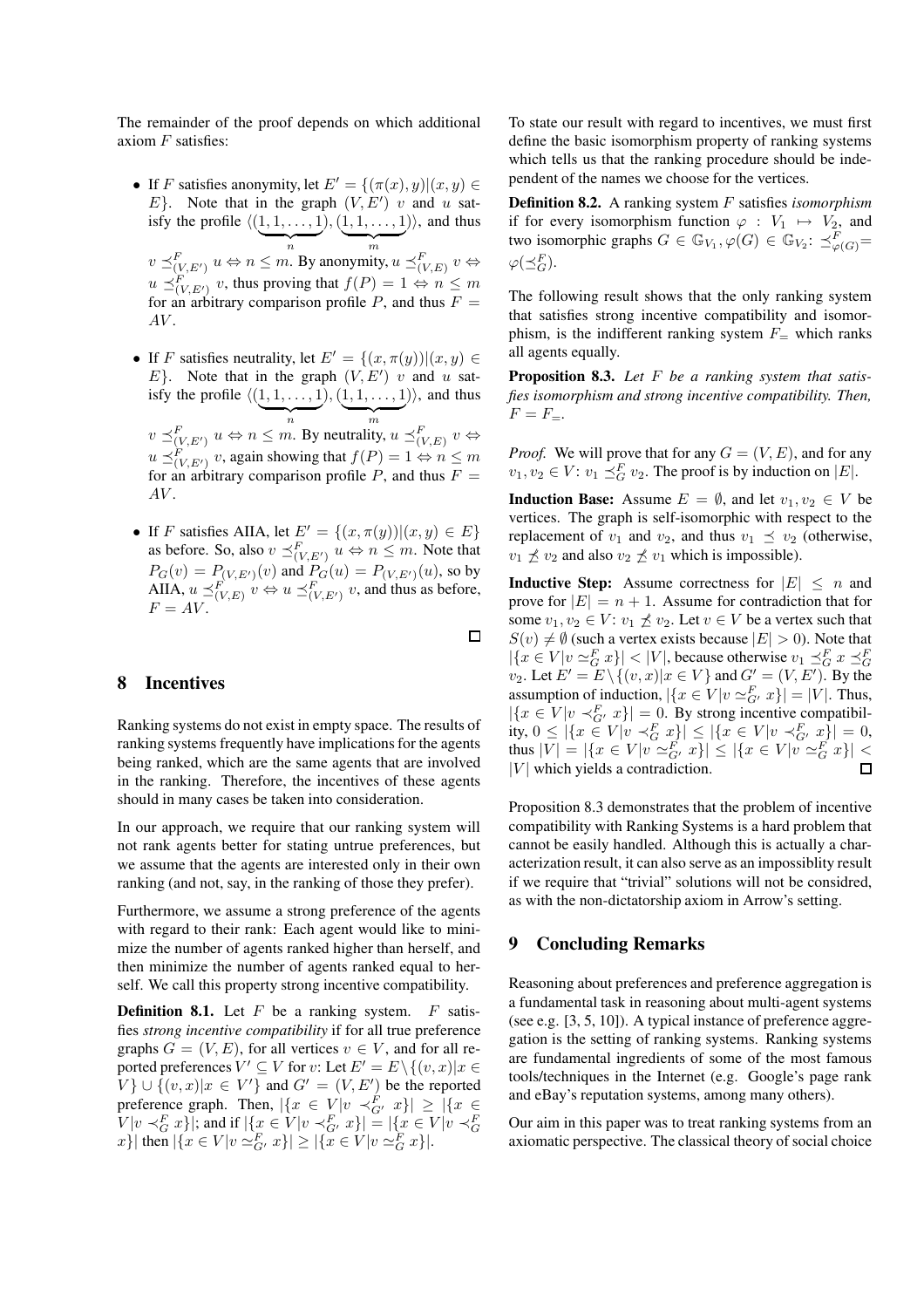The remainder of the proof depends on which additional axiom $F$ satisfies:

- If $F$ satisfies anonymity, let $E' = \{(\pi(x), y) | (x, y) \in E\}$. Note that in the graph $(V, E')$ $v$ and $u$ satisfy the profile $\langle(\underbrace{1, 1, \ldots, 1}_{n}), (\underbrace{1, 1, \ldots, 1}_{m})\rangle$, and thus $v \preceq^F_{(V,E')} u \Leftrightarrow n \leq m$. By anonymity, $u \preceq^F_{(V,E)} v \Leftrightarrow u \preceq^F_{(V,E')} v$, thus proving that $f(P) = 1 \Leftrightarrow n \leq m$ for an arbitrary comparison profile $P$, and thus $F = AV$.

- If $F$ satisfies neutrality, let $E' = \{(x, \pi(y)) | (x, y) \in E\}$. Note that in the graph $(V, E')$ $v$ and $u$ satisfy the profile $\langle(\underbrace{1, 1, \ldots, 1}_{n}), (\underbrace{1, 1, \ldots, 1}_{m})\rangle$, and thus $v \preceq^F_{(V,E')} u \Leftrightarrow n \leq m$. By neutrality, $u \preceq^F_{(V,E)} v \Leftrightarrow u \preceq^F_{(V,E')} v$, again showing that $f(P) = 1 \Leftrightarrow n \leq m$ for an arbitrary comparison profile $P$, and thus $F = AV$.

- If $F$ satisfies AIIA, let $E' = \{(x, \pi(y)) | (x, y) \in E\}$ as before. So, also $v \preceq^F_{(V,E')} u \Leftrightarrow n \leq m$. Note that $P_G(v) = P_{(V,E')}(v)$ and $P_G(u) = P_{(V,E')}(u)$, so by AIIA, $u \preceq^F_{(V,E)} v \Leftrightarrow u \preceq^F_{(V,E')} v$, and thus as before, $F = AV$.

□

## 8 Incentives

Ranking systems do not exist in empty space. The results of ranking systems frequently have implications for the agents being ranked, which are the same agents that are involved in the ranking. Therefore, the incentives of these agents should in many cases be taken into consideration.

In our approach, we require that our ranking system will not rank agents better for stating untrue preferences, but we assume that the agents are interested only in their own ranking (and not, say, in the ranking of those they prefer).

Furthermore, we assume a strong preference of the agents with regard to their rank: Each agent would like to minimize the number of agents ranked higher than herself, and then minimize the number of agents ranked equal to herself. We call this property strong incentive compatibility.

**Definition 8.1.** Let $F$ be a ranking system. $F$ satisfies *strong incentive compatibility* if for all true preference graphs $G = (V, E)$, for all vertices $v \in V$, and for all reported preferences $V' \subseteq V$ for $v$: Let $E' = E \setminus \{(v, x) | x \in V\} \cup \{(v, x) | x \in V'\}$ and $G' = (V, E')$ be the reported preference graph. Then, $|\{x \in V | v \prec^F_{G'} x\}| \geq |\{x \in V | v \prec^F_G x\}|$; and if $|\{x \in V | v \prec^F_{G'} x\}| = |\{x \in V | v \prec^F_G x\}|$ then $|\{x \in V | v \simeq^F_{G'} x\}| \geq |\{x \in V | v \simeq^F_G x\}|$.

To state our result with regard to incentives, we must first define the basic isomorphism property of ranking systems which tells us that the ranking procedure should be independent of the names we choose for the vertices.

**Definition 8.2.** A ranking system $F$ satisfies *isomorphism* if for every isomorphism function $\varphi : V_1 \mapsto V_2$, and two isomorphic graphs $G \in \mathbb{G}_{V_1}, \varphi(G) \in \mathbb{G}_{V_2}$: $\preceq^F_{\varphi(G)} = \varphi(\preceq^F_G)$.

The following result shows that the only ranking system that satisfies strong incentive compatibility and isomorphism, is the indifferent ranking system $F_=$ which ranks all agents equally.

**Proposition 8.3.** *Let $F$ be a ranking system that satisfies isomorphism and strong incentive compatibility. Then, $F = F_=$.*

*Proof.* We will prove that for any $G = (V, E)$, and for any $v_1, v_2 \in V$: $v_1 \preceq^F_G v_2$. The proof is by induction on $|E|$.

**Induction Base:** Assume $E = \emptyset$, and let $v_1, v_2 \in V$ be vertices. The graph is self-isomorphic with respect to the replacement of $v_1$ and $v_2$, and thus $v_1 \preceq v_2$ (otherwise, $v_1 \not\preceq v_2$ and also $v_2 \not\preceq v_1$ which is impossible).

**Inductive Step:** Assume correctness for $|E| \leq n$ and prove for $|E| = n + 1$. Assume for contradiction that for some $v_1, v_2 \in V$: $v_1 \not\preceq v_2$. Let $v \in V$ be a vertex such that $S(v) \neq \emptyset$ (such a vertex exists because $|E| > 0$). Note that $|\{x \in V | v \simeq^F_G x\}| < |V|$, because otherwise $v_1 \preceq^F_G x \preceq^F_G v_2$. Let $E' = E \setminus \{(v, x) | x \in V\}$ and $G' = (V, E')$. By the assumption of induction, $|\{x \in V | v \simeq^F_{G'} x\}| = |V|$. Thus, $|\{x \in V | v \prec^F_{G'} x\}| = 0$. By strong incentive compatibility, $0 \leq |\{x \in V | v \prec^F_G x\}| \leq |\{x \in V | v \prec^F_{G'} x\}| = 0$, thus $|V| = |\{x \in V | v \simeq^F_{G'} x\}| \leq |\{x \in V | v \simeq^F_G x\}| < |V|$ which yields a contradiction. □

Proposition 8.3 demonstrates that the problem of incentive compatibility with Ranking Systems is a hard problem that cannot be easily handled. Although this is actually a characterization result, it can also serve as an impossiblity result if we require that "trivial" solutions will not be considred, as with the non-dictatorship axiom in Arrow's setting.

## 9 Concluding Remarks

Reasoning about preferences and preference aggregation is a fundamental task in reasoning about multi-agent systems (see e.g. [3, 5, 10]). A typical instance of preference aggregation is the setting of ranking systems. Ranking systems are fundamental ingredients of some of the most famous tools/techniques in the Internet (e.g. Google's page rank and eBay's reputation systems, among many others).

Our aim in this paper was to treat ranking systems from an axiomatic perspective. The classical theory of social choice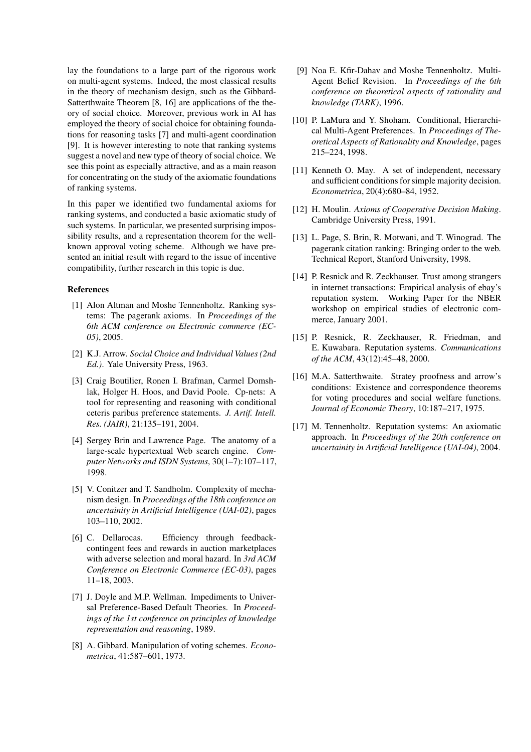lay the foundations to a large part of the rigorous work on multi-agent systems. Indeed, the most classical results in the theory of mechanism design, such as the Gibbard-Satterthwaite Theorem [8, 16] are applications of the theory of social choice. Moreover, previous work in AI has employed the theory of social choice for obtaining foundations for reasoning tasks [7] and multi-agent coordination [9]. It is however interesting to note that ranking systems suggest a novel and new type of theory of social choice. We see this point as especially attractive, and as a main reason for concentrating on the study of the axiomatic foundations of ranking systems.

In this paper we identified two fundamental axioms for ranking systems, and conducted a basic axiomatic study of such systems. In particular, we presented surprising impossibility results, and a representation theorem for the well-known approval voting scheme. Although we have presented an initial result with regard to the issue of incentive compatibility, further research in this topic is due.

## References

[1] Alon Altman and Moshe Tennenholtz. Ranking systems: The pagerank axioms. In *Proceedings of the 6th ACM conference on Electronic commerce (EC-05)*, 2005.

[2] K.J. Arrow. *Social Choice and Individual Values (2nd Ed.)*. Yale University Press, 1963.

[3] Craig Boutilier, Ronen I. Brafman, Carmel Domshlak, Holger H. Hoos, and David Poole. Cp-nets: A tool for representing and reasoning with conditional ceteris paribus preference statements. *J. Artif. Intell. Res. (JAIR)*, 21:135–191, 2004.

[4] Sergey Brin and Lawrence Page. The anatomy of a large-scale hypertextual Web search engine. *Computer Networks and ISDN Systems*, 30(1–7):107–117, 1998.

[5] V. Conitzer and T. Sandholm. Complexity of mechanism design. In *Proceedings of the 18th conference on uncertainity in Artificial Intelligence (UAI-02)*, pages 103–110, 2002.

[6] C. Dellarocas. Efficiency through feedback-contingent fees and rewards in auction marketplaces with adverse selection and moral hazard. In *3rd ACM Conference on Electronic Commerce (EC-03)*, pages 11–18, 2003.

[7] J. Doyle and M.P. Wellman. Impediments to Universal Preference-Based Default Theories. In *Proceedings of the 1st conference on principles of knowledge representation and reasoning*, 1989.

[8] A. Gibbard. Manipulation of voting schemes. *Econometrica*, 41:587–601, 1973.

[9] Noa E. Kfir-Dahav and Moshe Tennenholtz. Multi-Agent Belief Revision. In *Proceedings of the 6th conference on theoretical aspects of rationality and knowledge (TARK)*, 1996.

[10] P. LaMura and Y. Shoham. Conditional, Hierarchical Multi-Agent Preferences. In *Proceedings of Theoretical Aspects of Rationality and Knowledge*, pages 215–224, 1998.

[11] Kenneth O. May. A set of independent, necessary and sufficient conditions for simple majority decision. *Econometrica*, 20(4):680–84, 1952.

[12] H. Moulin. *Axioms of Cooperative Decision Making*. Cambridge University Press, 1991.

[13] L. Page, S. Brin, R. Motwani, and T. Winograd. The pagerank citation ranking: Bringing order to the web. Technical Report, Stanford University, 1998.

[14] P. Resnick and R. Zeckhauser. Trust among strangers in internet transactions: Empirical analysis of ebay's reputation system. Working Paper for the NBER workshop on empirical studies of electronic commerce, January 2001.

[15] P. Resnick, R. Zeckhauser, R. Friedman, and E. Kuwabara. Reputation systems. *Communications of the ACM*, 43(12):45–48, 2000.

[16] M.A. Satterthwaite. Stratey proofness and arrow's conditions: Existence and correspondence theorems for voting procedures and social welfare functions. *Journal of Economic Theory*, 10:187–217, 1975.

[17] M. Tennenholtz. Reputation systems: An axiomatic approach. In *Proceedings of the 20th conference on uncertainity in Artificial Intelligence (UAI-04)*, 2004.